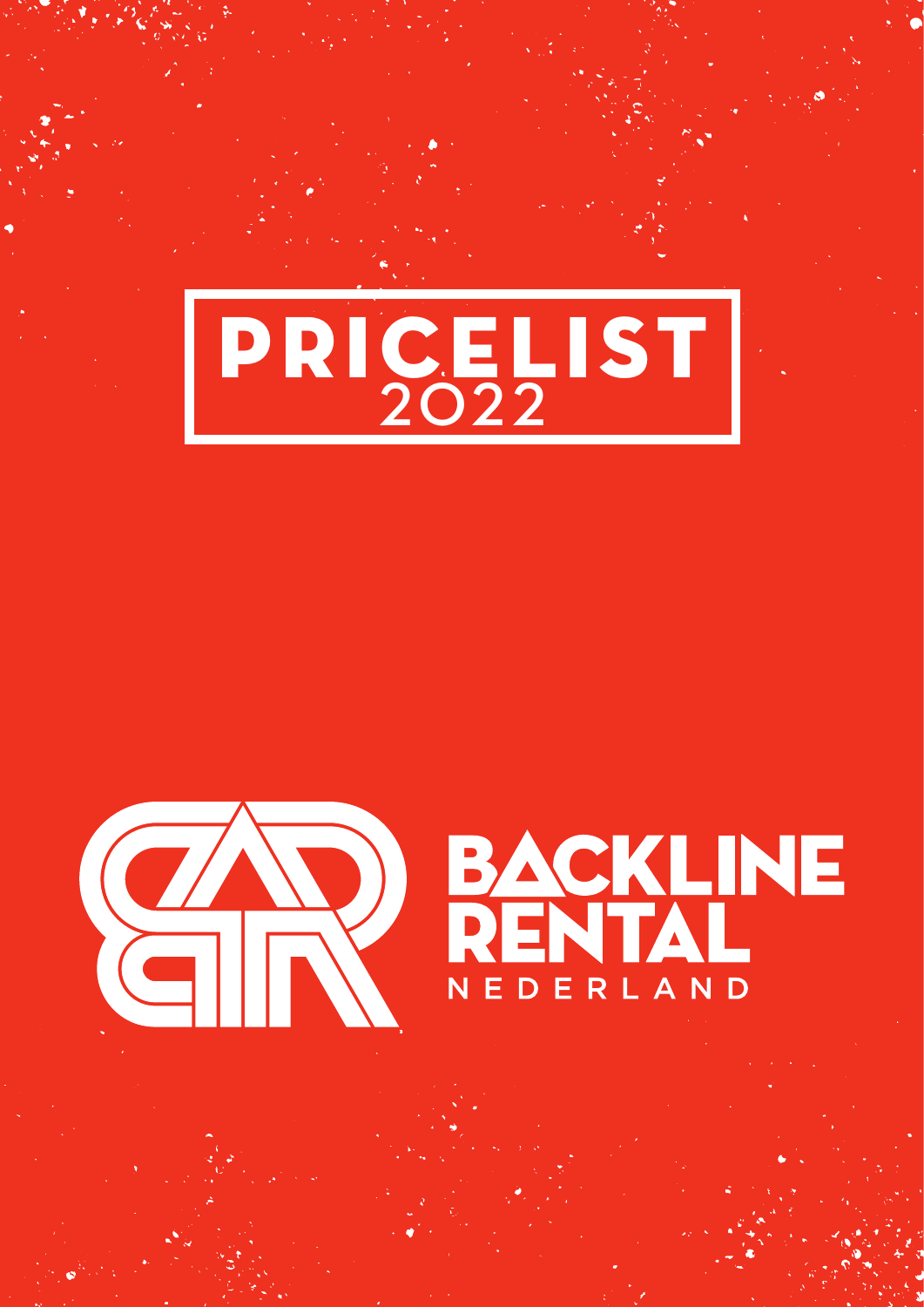# PRICELIST 2022

BACKLINE RENTAL
NEDERLAND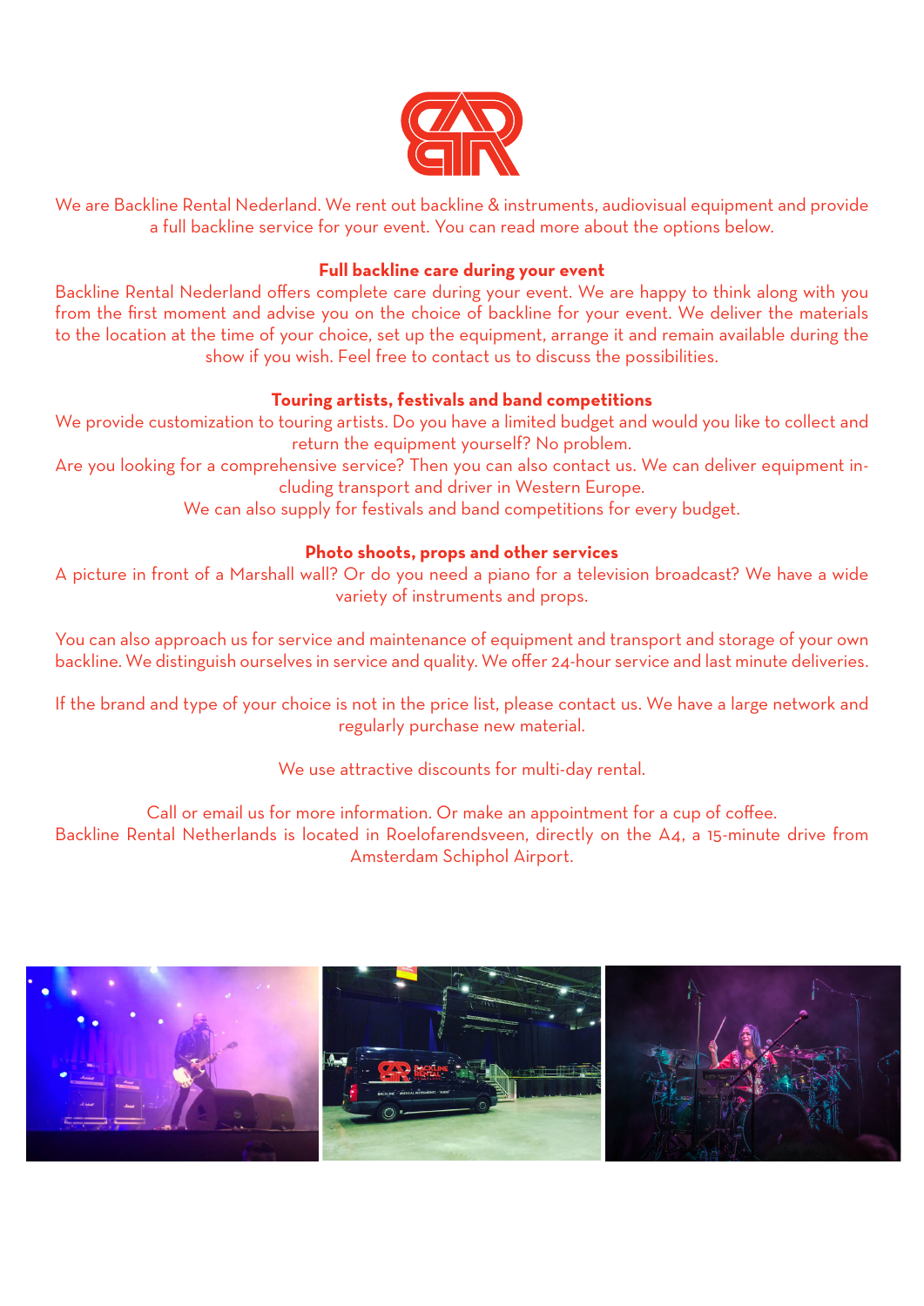We are Backline Rental Nederland. We rent out backline & instruments, audiovisual equipment and provide a full backline service for your event. You can read more about the options below.

**Full backline care during your event**

Backline Rental Nederland offers complete care during your event. We are happy to think along with you from the first moment and advise you on the choice of backline for your event. We deliver the materials to the location at the time of your choice, set up the equipment, arrange it and remain available during the show if you wish. Feel free to contact us to discuss the possibilities.

**Touring artists, festivals and band competitions**

We provide customization to touring artists. Do you have a limited budget and would you like to collect and return the equipment yourself? No problem.
Are you looking for a comprehensive service? Then you can also contact us. We can deliver equipment including transport and driver in Western Europe.
We can also supply for festivals and band competitions for every budget.

**Photo shoots, props and other services**

A picture in front of a Marshall wall? Or do you need a piano for a television broadcast? We have a wide variety of instruments and props.

You can also approach us for service and maintenance of equipment and transport and storage of your own backline. We distinguish ourselves in service and quality. We offer 24-hour service and last minute deliveries.

If the brand and type of your choice is not in the price list, please contact us. We have a large network and regularly purchase new material.

We use attractive discounts for multi-day rental.

Call or email us for more information. Or make an appointment for a cup of coffee.
Backline Rental Netherlands is located in Roelofarendsveen, directly on the A4, a 15-minute drive from Amsterdam Schiphol Airport.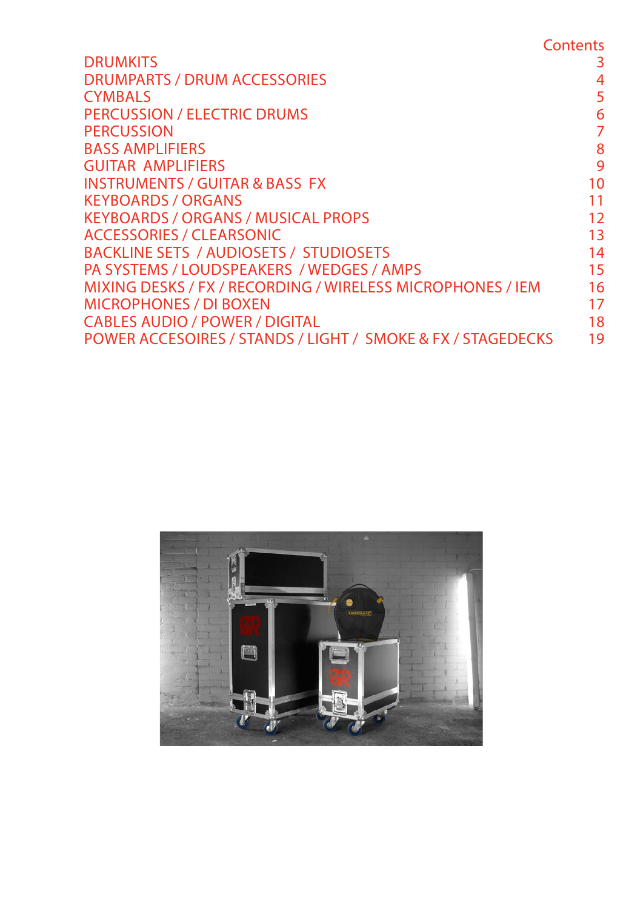## Contents

| | |
|---|---|
| DRUMKITS | 3 |
| DRUMPARTS / DRUM ACCESSORIES | 4 |
| CYMBALS | 5 |
| PERCUSSION / ELECTRIC DRUMS | 6 |
| PERCUSSION | 7 |
| BASS AMPLIFIERS | 8 |
| GUITAR AMPLIFIERS | 9 |
| INSTRUMENTS / GUITAR & BASS FX | 10 |
| KEYBOARDS / ORGANS | 11 |
| KEYBOARDS / ORGANS / MUSICAL PROPS | 12 |
| ACCESSORIES / CLEARSONIC | 13 |
| BACKLINE SETS / AUDIOSETS / STUDIOSETS | 14 |
| PA SYSTEMS / LOUDSPEAKERS / WEDGES / AMPS | 15 |
| MIXING DESKS / FX / RECORDING / WIRELESS MICROPHONES / IEM | 16 |
| MICROPHONES / DI BOXEN | 17 |
| CABLES AUDIO / POWER / DIGITAL | 18 |
| POWER ACCESOIRES / STANDS / LIGHT / SMOKE & FX / STAGEDECKS | 19 |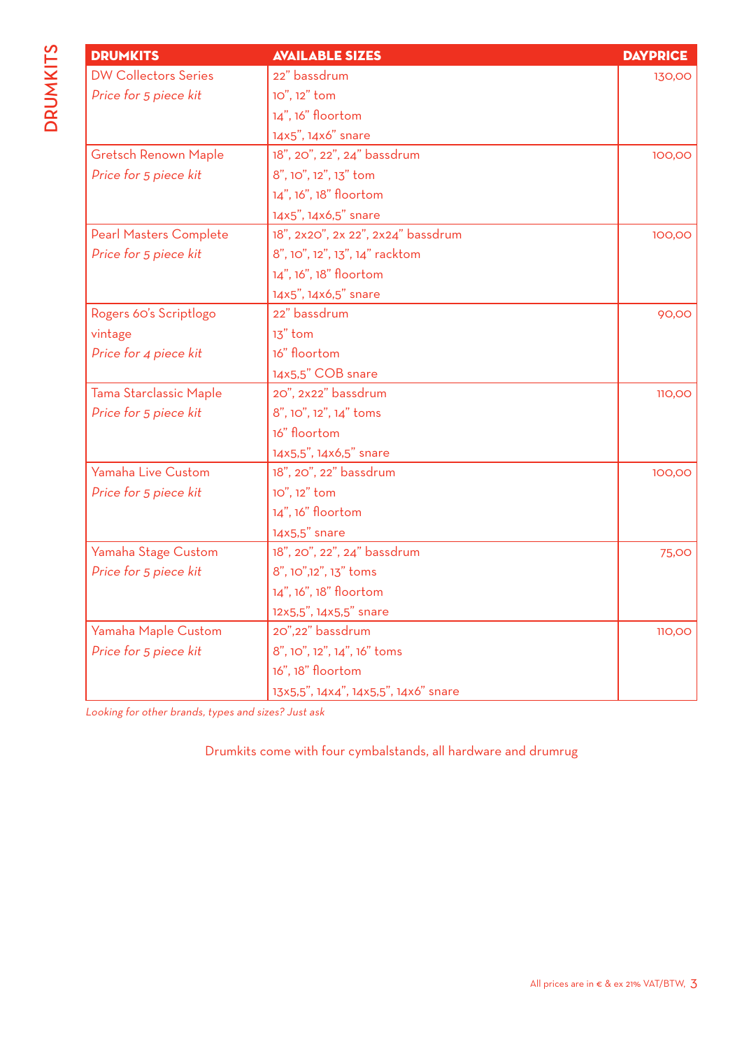# DRUMKITS

| DRUMKITS | AVAILABLE SIZES | DAYPRICE |
|---|---|---|
| DW Collectors Series<br>*Price for 5 piece kit* | 22" bassdrum<br>10", 12" tom<br>14", 16" floortom<br>14x5", 14x6" snare | 130,00 |
| Gretsch Renown Maple<br>*Price for 5 piece kit* | 18", 20", 22", 24" bassdrum<br>8", 10", 12", 13" tom<br>14", 16", 18" floortom<br>14x5", 14x6,5" snare | 100,00 |
| Pearl Masters Complete<br>*Price for 5 piece kit* | 18", 2x20", 2x 22", 2x24" bassdrum<br>8", 10", 12", 13", 14" racktom<br>14", 16", 18" floortom<br>14x5", 14x6,5" snare | 100,00 |
| Rogers 60's Scriptlogo<br>vintage<br>*Price for 4 piece kit* | 22" bassdrum<br>13" tom<br>16" floortom<br>14x5,5" COB snare | 90,00 |
| Tama Starclassic Maple<br>*Price for 5 piece kit* | 20", 2x22" bassdrum<br>8", 10", 12", 14" toms<br>16" floortom<br>14x5,5", 14x6,5" snare | 110,00 |
| Yamaha Live Custom<br>*Price for 5 piece kit* | 18", 20", 22" bassdrum<br>10", 12" tom<br>14", 16" floortom<br>14x5,5" snare | 100,00 |
| Yamaha Stage Custom<br>*Price for 5 piece kit* | 18", 20", 22", 24" bassdrum<br>8", 10",12", 13" toms<br>14", 16", 18" floortom<br>12x5,5", 14x5,5" snare | 75,00 |
| Yamaha Maple Custom<br>*Price for 5 piece kit* | 20",22" bassdrum<br>8", 10", 12", 14", 16" toms<br>16", 18" floortom<br>13x5,5", 14x4", 14x5,5", 14x6" snare | 110,00 |

*Looking for other brands, types and sizes? Just ask*

Drumkits come with four cymbalstands, all hardware and drumrug

All prices are in € & ex 21% VAT/BTW.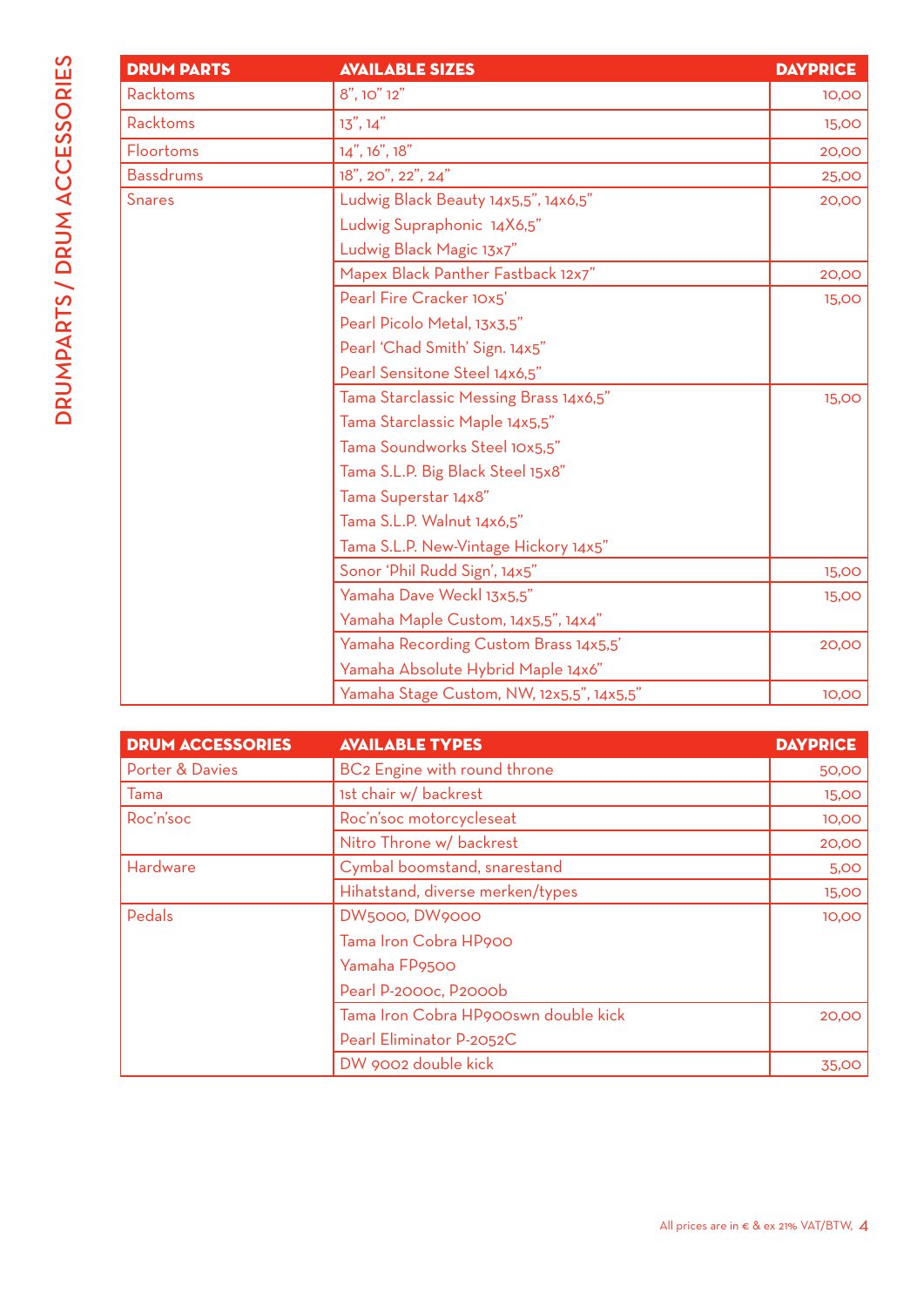# DRUMPARTS / DRUM ACCESSORIES

| DRUM PARTS | AVAILABLE SIZES | DAYPRICE |
|---|---|---|
| Racktoms | 8", 10" 12" | 10,00 |
| Racktoms | 13", 14" | 15,00 |
| Floortoms | 14", 16", 18" | 20,00 |
| Bassdrums | 18", 20", 22", 24" | 25,00 |
| Snares | Ludwig Black Beauty 14x5,5", 14x6,5"<br>Ludwig Supraphonic 14X6,5"<br>Ludwig Black Magic 13x7" | 20,00 |
| | Mapex Black Panther Fastback 12x7" | 20,00 |
| | Pearl Fire Cracker 10x5'<br>Pearl Picolo Metal, 13x3,5"<br>Pearl 'Chad Smith' Sign. 14x5"<br>Pearl Sensitone Steel 14x6,5" | 15,00 |
| | Tama Starclassic Messing Brass 14x6,5"<br>Tama Starclassic Maple 14x5,5"<br>Tama Soundworks Steel 10x5,5"<br>Tama S.L.P. Big Black Steel 15x8"<br>Tama Superstar 14x8"<br>Tama S.L.P. Walnut 14x6,5"<br>Tama S.L.P. New-Vintage Hickory 14x5" | 15,00 |
| | Sonor 'Phil Rudd Sign', 14x5" | 15,00 |
| | Yamaha Dave Weckl 13x5,5"<br>Yamaha Maple Custom, 14x5,5", 14x4" | 15,00 |
| | Yamaha Recording Custom Brass 14x5,5'<br>Yamaha Absolute Hybrid Maple 14x6" | 20,00 |
| | Yamaha Stage Custom, NW, 12x5,5", 14x5,5" | 10,00 |

| DRUM ACCESSORIES | AVAILABLE TYPES | DAYPRICE |
|---|---|---|
| Porter & Davies | BC2 Engine with round throne | 50,00 |
| Tama | 1st chair w/ backrest | 15,00 |
| Roc'n'soc | Roc'n'soc motorcycleseat | 10,00 |
| | Nitro Throne w/ backrest | 20,00 |
| Hardware | Cymbal boomstand, snarestand | 5,00 |
| | Hihatstand, diverse merken/types | 15,00 |
| Pedals | DW5000, DW9000<br>Tama Iron Cobra HP900<br>Yamaha FP9500<br>Pearl P-2000c, P2000b | 10,00 |
| | Tama Iron Cobra HP900swn double kick<br>Pearl Eliminator P-2052C | 20,00 |
| | DW 9002 double kick | 35,00 |

All prices are in € & ex 21% VAT/BTW.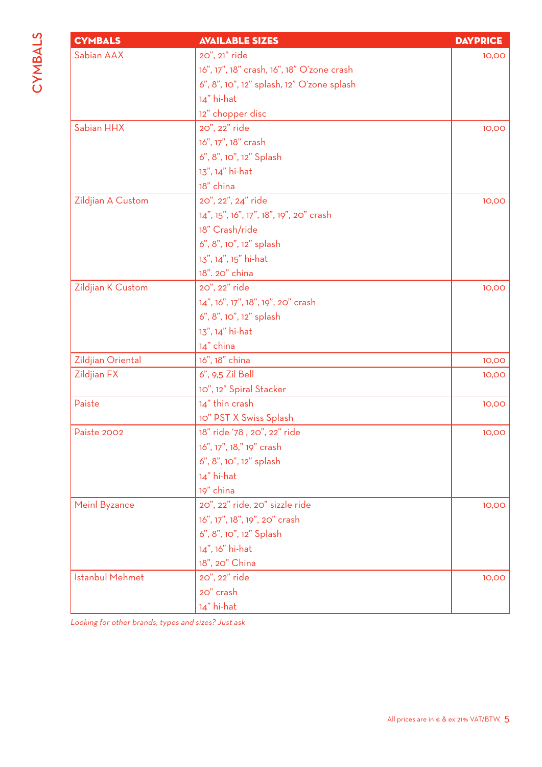# CYMBALS

| CYMBALS | AVAILABLE SIZES | DAYPRICE |
|---|---|---|
| Sabian AAX | 20", 21" ride<br>16", 17", 18" crash, 16", 18" O'zone crash<br>6", 8", 10", 12" splash, 12" O'zone splash<br>14" hi-hat<br>12" chopper disc | 10,00 |
| Sabian HHX | 20", 22" ride<br>16", 17", 18" crash<br>6", 8", 10", 12" Splash<br>13", 14" hi-hat<br>18" china | 10,00 |
| Zildjian A Custom | 20", 22", 24" ride<br>14", 15", 16", 17", 18", 19", 20" crash<br>18" Crash/ride<br>6", 8", 10", 12" splash<br>13", 14", 15" hi-hat<br>18". 20" china | 10,00 |
| Zildjian K Custom | 20", 22" ride<br>14", 16", 17", 18", 19", 20" crash<br>6", 8", 10", 12" splash<br>13", 14" hi-hat<br>14" china | 10,00 |
| Zildjian Oriental | 16", 18" china | 10,00 |
| Zildjian FX | 6", 9,5 Zil Bell<br>10", 12" Spiral Stacker | 10,00 |
| Paiste | 14" thin crash<br>10" PST X Swiss Splash | 10,00 |
| Paiste 2002 | 18" ride '78 , 20", 22" ride<br>16", 17", 18," 19" crash<br>6", 8", 10", 12" splash<br>14" hi-hat<br>19" china | 10,00 |
| Meinl Byzance | 20", 22" ride, 20" sizzle ride<br>16", 17", 18", 19", 20" crash<br>6", 8", 10", 12" Splash<br>14", 16" hi-hat<br>18", 20" China | 10,00 |
| Istanbul Mehmet | 20", 22" ride<br>20" crash<br>14" hi-hat | 10,00 |

*Looking for other brands, types and sizes? Just ask*

All prices are in € & ex 21% VAT/BTW.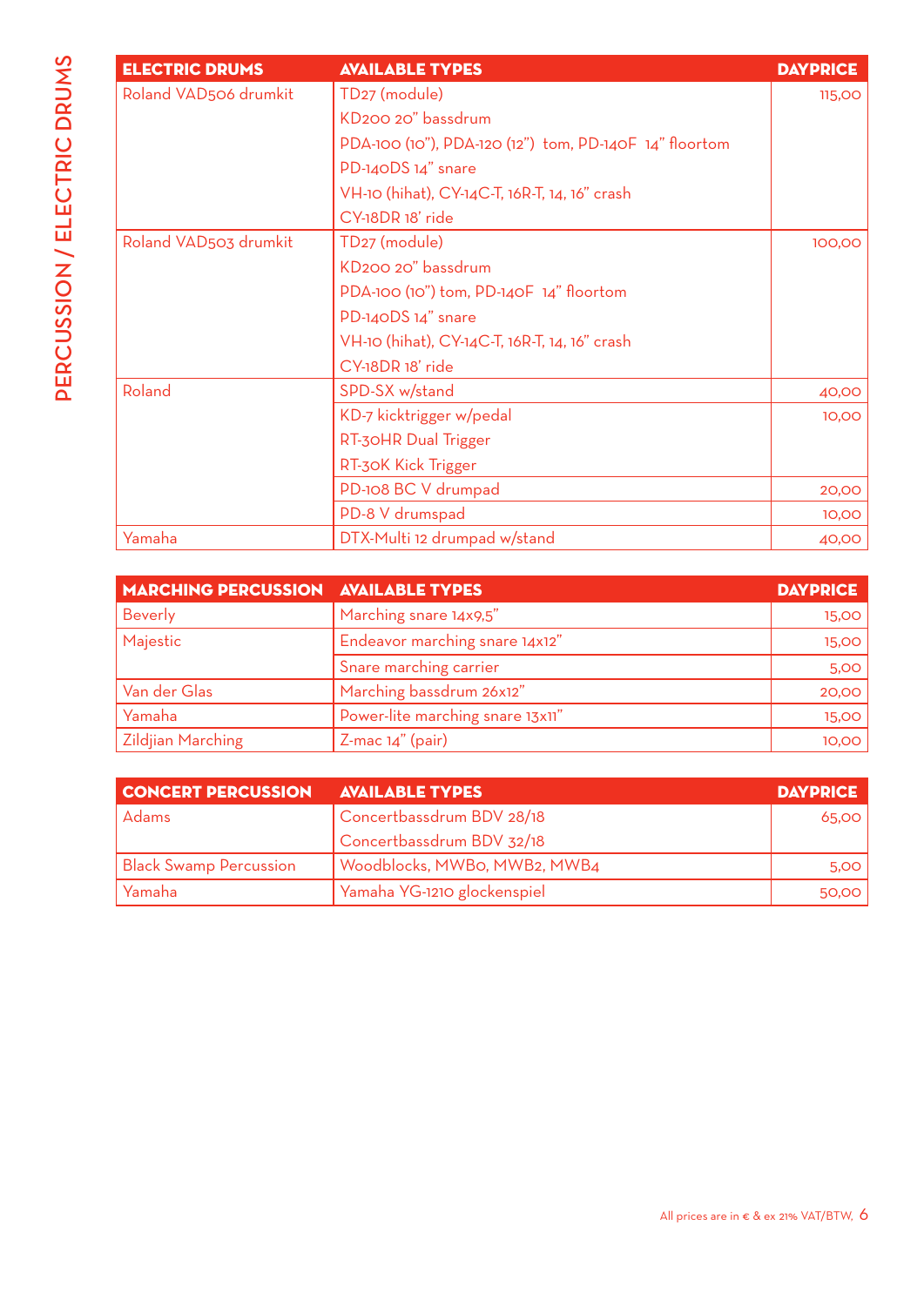# PERCUSSION / ELECTRIC DRUMS

| ELECTRIC DRUMS | AVAILABLE TYPES | DAYPRICE |
|---|---|---|
| Roland VAD506 drumkit | TD27 (module)<br>KD200 20" bassdrum<br>PDA-100 (10"), PDA-120 (12") tom, PD-140F 14" floortom<br>PD-140DS 14" snare<br>VH-10 (hihat), CY-14C-T, 16R-T, 14, 16" crash<br>CY-18DR 18' ride | 115,00 |
| Roland VAD503 drumkit | TD27 (module)<br>KD200 20" bassdrum<br>PDA-100 (10") tom, PD-140F 14" floortom<br>PD-140DS 14" snare<br>VH-10 (hihat), CY-14C-T, 16R-T, 14, 16" crash<br>CY-18DR 18' ride | 100,00 |
| Roland | SPD-SX w/stand | 40,00 |
| | KD-7 kicktrigger w/pedal<br>RT-30HR Dual Trigger<br>RT-30K Kick Trigger | 10,00 |
| | PD-108 BC V drumpad | 20,00 |
| | PD-8 V drumspad | 10,00 |
| Yamaha | DTX-Multi 12 drumpad w/stand | 40,00 |

| MARCHING PERCUSSION | AVAILABLE TYPES | DAYPRICE |
|---|---|---|
| Beverly | Marching snare 14x9,5" | 15,00 |
| Majestic | Endeavor marching snare 14x12" | 15,00 |
| | Snare marching carrier | 5,00 |
| Van der Glas | Marching bassdrum 26x12" | 20,00 |
| Yamaha | Power-lite marching snare 13x11" | 15,00 |
| Zildjian Marching | Z-mac 14" (pair) | 10,00 |

| CONCERT PERCUSSION | AVAILABLE TYPES | DAYPRICE |
|---|---|---|
| Adams | Concertbassdrum BDV 28/18<br>Concertbassdrum BDV 32/18 | 65,00 |
| Black Swamp Percussion | Woodblocks, MWB0, MWB2, MWB4 | 5,00 |
| Yamaha | Yamaha YG-1210 glockenspiel | 50,00 |

All prices are in € & ex 21% VAT/BTW.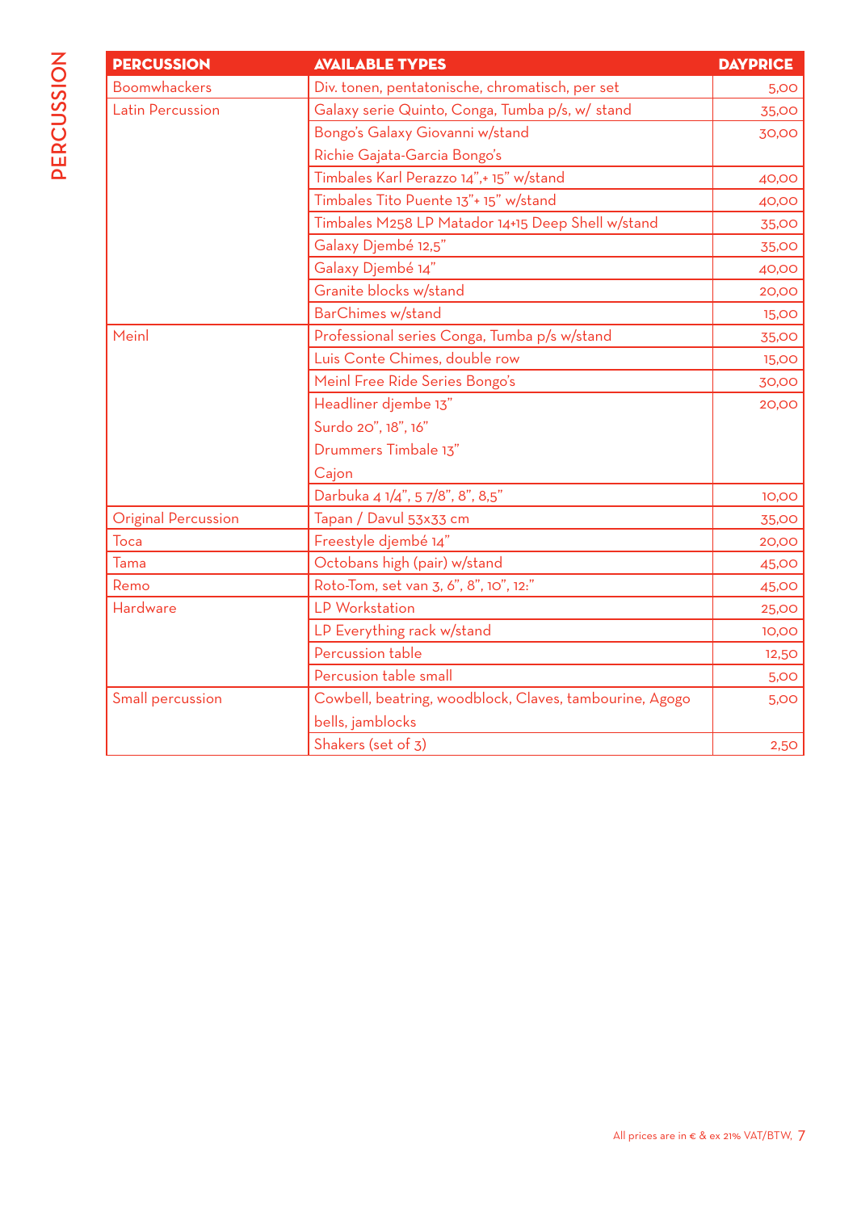# PERCUSSION

| PERCUSSION | AVAILABLE TYPES | DAYPRICE |
|---|---|---|
| Boomwhackers | Div. tonen, pentatonische, chromatisch, per set | 5,00 |
| Latin Percussion | Galaxy serie Quinto, Conga, Tumba p/s, w/ stand | 35,00 |
| | Bongo's Galaxy Giovanni w/stand<br>Richie Gajata-Garcia Bongo's | 30,00 |
| | Timbales Karl Perazzo 14",+ 15" w/stand | 40,00 |
| | Timbales Tito Puente 13"+ 15" w/stand | 40,00 |
| | Timbales M258 LP Matador 14+15 Deep Shell w/stand | 35,00 |
| | Galaxy Djembé 12,5" | 35,00 |
| | Galaxy Djembé 14" | 40,00 |
| | Granite blocks w/stand | 20,00 |
| | BarChimes w/stand | 15,00 |
| Meinl | Professional series Conga, Tumba p/s w/stand | 35,00 |
| | Luis Conte Chimes, double row | 15,00 |
| | Meinl Free Ride Series Bongo's | 30,00 |
| | Headliner djembe 13"<br>Surdo 20", 18", 16"<br>Drummers Timbale 13"<br>Cajon | 20,00 |
| | Darbuka 4 1/4", 5 7/8", 8", 8,5" | 10,00 |
| Original Percussion | Tapan / Davul 53x33 cm | 35,00 |
| Toca | Freestyle djembé 14" | 20,00 |
| Tama | Octobans high (pair) w/stand | 45,00 |
| Remo | Roto-Tom, set van 3, 6", 8", 10", 12:" | 45,00 |
| Hardware | LP Workstation | 25,00 |
| | LP Everything rack w/stand | 10,00 |
| | Percussion table | 12,50 |
| | Percusion table small | 5,00 |
| Small percussion | Cowbell, beatring, woodblock, Claves, tambourine, Agogo bells, jamblocks | 5,00 |
| | Shakers (set of 3) | 2,50 |

All prices are in € & ex 21% VAT/BTW.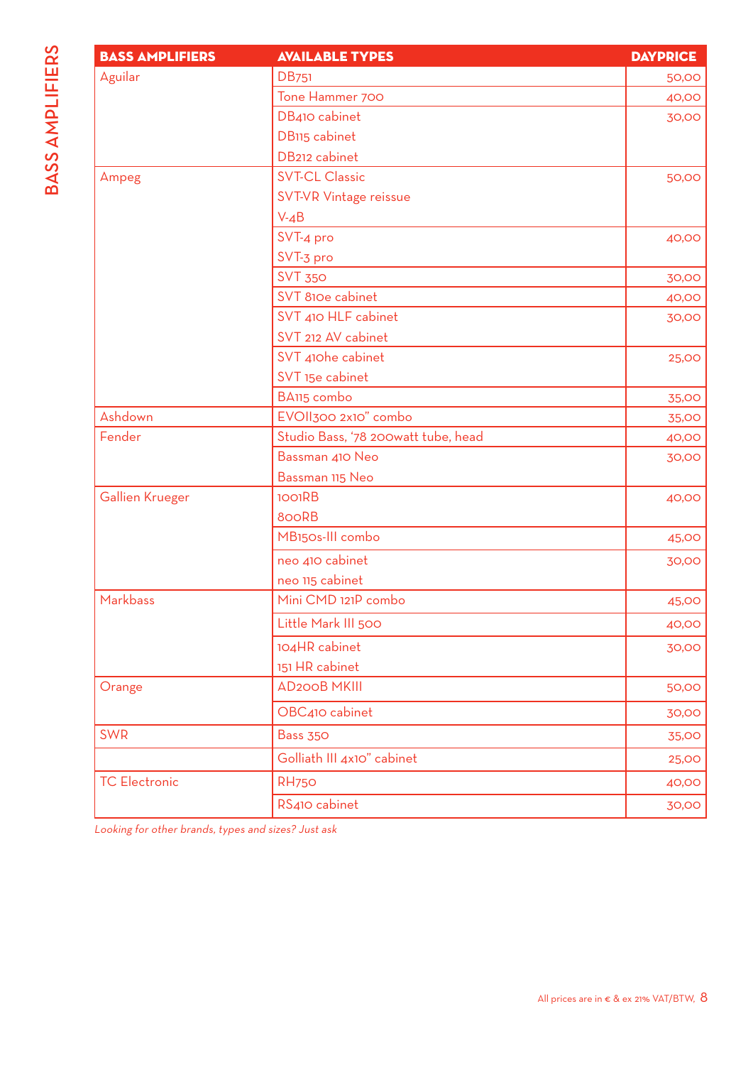# BASS AMPLIFIERS

| BASS AMPLIFIERS | AVAILABLE TYPES | DAYPRICE |
|---|---|---|
| Aguilar | DB751 | 50,00 |
| | Tone Hammer 700 | 40,00 |
| | DB410 cabinet | 30,00 |
| | DB115 cabinet | |
| | DB212 cabinet | |
| Ampeg | SVT-CL Classic | 50,00 |
| | SVT-VR Vintage reissue | |
| | V-4B | |
| | SVT-4 pro | 40,00 |
| | SVT-3 pro | |
| | SVT 350 | 30,00 |
| | SVT 810e cabinet | 40,00 |
| | SVT 410 HLF cabinet | 30,00 |
| | SVT 212 AV cabinet | |
| | SVT 410he cabinet | 25,00 |
| | SVT 15e cabinet | |
| | BA115 combo | 35,00 |
| Ashdown | EVOII300 2x10" combo | 35,00 |
| Fender | Studio Bass, '78 200watt tube, head | 40,00 |
| | Bassman 410 Neo | 30,00 |
| | Bassman 115 Neo | |
| Gallien Krueger | 1001RB | 40,00 |
| | 800RB | |
| | MB150s-III combo | 45,00 |
| | neo 410 cabinet | 30,00 |
| | neo 115 cabinet | |
| Markbass | Mini CMD 121P combo | 45,00 |
| | Little Mark III 500 | 40,00 |
| | 104HR cabinet | 30,00 |
| | 151 HR cabinet | |
| Orange | AD200B MKIII | 50,00 |
| | OBC410 cabinet | 30,00 |
| SWR | Bass 350 | 35,00 |
| | Golliath III 4x10" cabinet | 25,00 |
| TC Electronic | RH750 | 40,00 |
| | RS410 cabinet | 30,00 |

*Looking for other brands, types and sizes? Just ask*

All prices are in € & ex 21% VAT/BTW.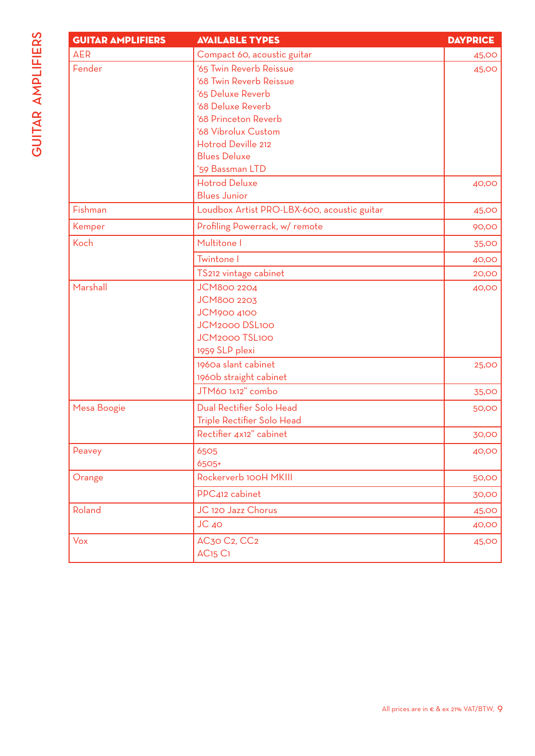# GUITAR AMPLIFIERS

| GUITAR AMPLIFIERS | AVAILABLE TYPES | DAYPRICE |
|---|---|---|
| AER | Compact 60, acoustic guitar | 45,00 |
| Fender | '65 Twin Reverb Reissue<br>'68 Twin Reverb Reissue<br>'65 Deluxe Reverb<br>'68 Deluxe Reverb<br>'68 Princeton Reverb<br>'68 Vibrolux Custom<br>Hotrod Deville 212<br>Blues Deluxe<br>'59 Bassman LTD | 45,00 |
| | Hotrod Deluxe<br>Blues Junior | 40,00 |
| Fishman | Loudbox Artist PRO-LBX-600, acoustic guitar | 45,00 |
| Kemper | Profiling Powerrack, w/ remote | 90,00 |
| Koch | Multitone I | 35,00 |
| | Twintone I | 40,00 |
| | TS212 vintage cabinet | 20,00 |
| Marshall | JCM800 2204<br>JCM800 2203<br>JCM900 4100<br>JCM2000 DSL100<br>JCM2000 TSL100<br>1959 SLP plexi | 40,00 |
| | 1960a slant cabinet<br>1960b straight cabinet | 25,00 |
| | JTM60 1x12" combo | 35,00 |
| Mesa Boogie | Dual Rectifier Solo Head<br>Triple Rectifier Solo Head | 50,00 |
| | Rectifier 4x12" cabinet | 30,00 |
| Peavey | 6505<br>6505+ | 40,00 |
| Orange | Rockerverb 100H MKIII | 50,00 |
| | PPC412 cabinet | 30,00 |
| Roland | JC 120 Jazz Chorus | 45,00 |
| | JC 40 | 40,00 |
| Vox | AC30 C2, CC2<br>AC15 C1 | 45,00 |

All prices are in € & ex 21% VAT/BTW.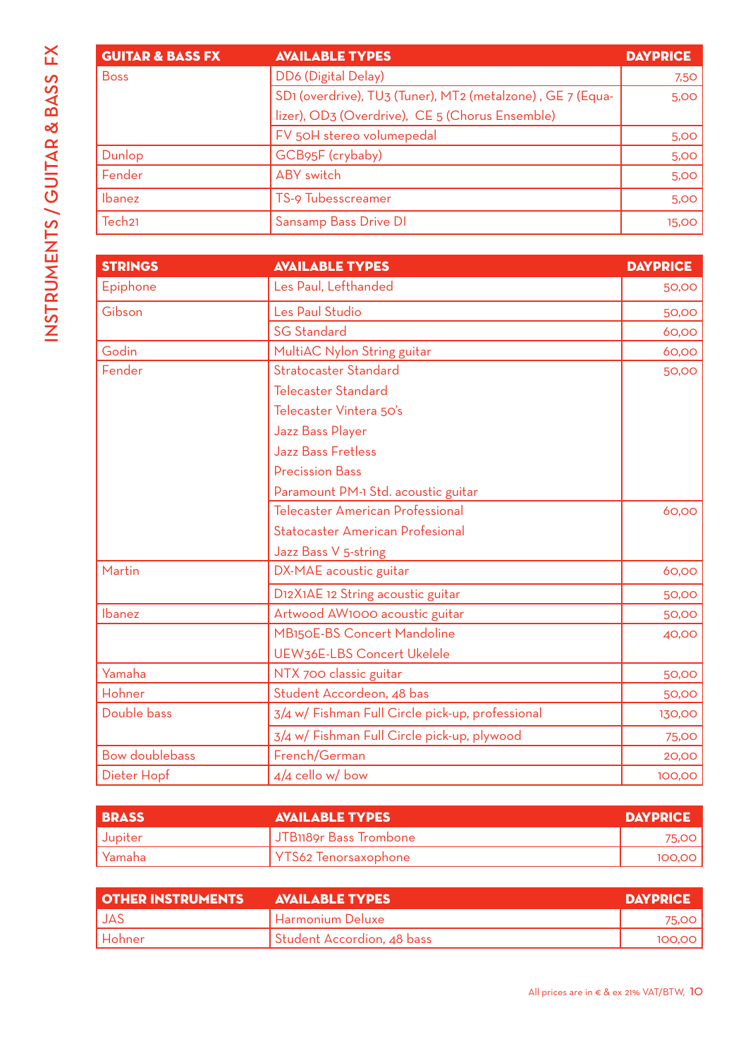| GUITAR & BASS FX | AVAILABLE TYPES | DAYPRICE |
|---|---|---|
| Boss | DD6 (Digital Delay) | 7,50 |
| | SD1 (overdrive), TU3 (Tuner), MT2 (metalzone) , GE 7 (Equalizer), OD3 (Overdrive), CE 5 (Chorus Ensemble) | 5,00 |
| | FV 50H stereo volumepedal | 5,00 |
| Dunlop | GCB95F (crybaby) | 5,00 |
| Fender | ABY switch | 5,00 |
| Ibanez | TS-9 Tubesscreamer | 5,00 |
| Tech21 | Sansamp Bass Drive DI | 15,00 |

| STRINGS | AVAILABLE TYPES | DAYPRICE |
|---|---|---|
| Epiphone | Les Paul, Lefthanded | 50,00 |
| Gibson | Les Paul Studio | 50,00 |
| | SG Standard | 60,00 |
| Godin | MultiAC Nylon String guitar | 60,00 |
| Fender | Stratocaster Standard<br>Telecaster Standard<br>Telecaster Vintera 50's<br>Jazz Bass Player<br>Jazz Bass Fretless<br>Precission Bass<br>Paramount PM-1 Std. acoustic guitar | 50,00 |
| | Telecaster American Professional<br>Statocaster American Profesional<br>Jazz Bass V 5-string | 60,00 |
| Martin | DX-MAE acoustic guitar | 60,00 |
| | D12X1AE 12 String acoustic guitar | 50,00 |
| Ibanez | Artwood AW1000 acoustic guitar | 50,00 |
| | MB150E-BS Concert Mandoline<br>UEW36E-LBS Concert Ukelele | 40,00 |
| Yamaha | NTX 700 classic guitar | 50,00 |
| Hohner | Student Accordeon, 48 bas | 50,00 |
| Double bass | 3/4 w/ Fishman Full Circle pick-up, professional | 130,00 |
| | 3/4 w/ Fishman Full Circle pick-up, plywood | 75,00 |
| Bow doublebass | French/German | 20,00 |
| Dieter Hopf | 4/4 cello w/ bow | 100,00 |

| BRASS | AVAILABLE TYPES | DAYPRICE |
|---|---|---|
| Jupiter | JTB1189r Bass Trombone | 75,00 |
| Yamaha | YTS62 Tenorsaxophone | 100,00 |

| OTHER INSTRUMENTS | AVAILABLE TYPES | DAYPRICE |
|---|---|---|
| JAS | Harmonium Deluxe | 75,00 |
| Hohner | Student Accordion, 48 bass | 100,00 |

All prices are in € & ex 21% VAT/BTW.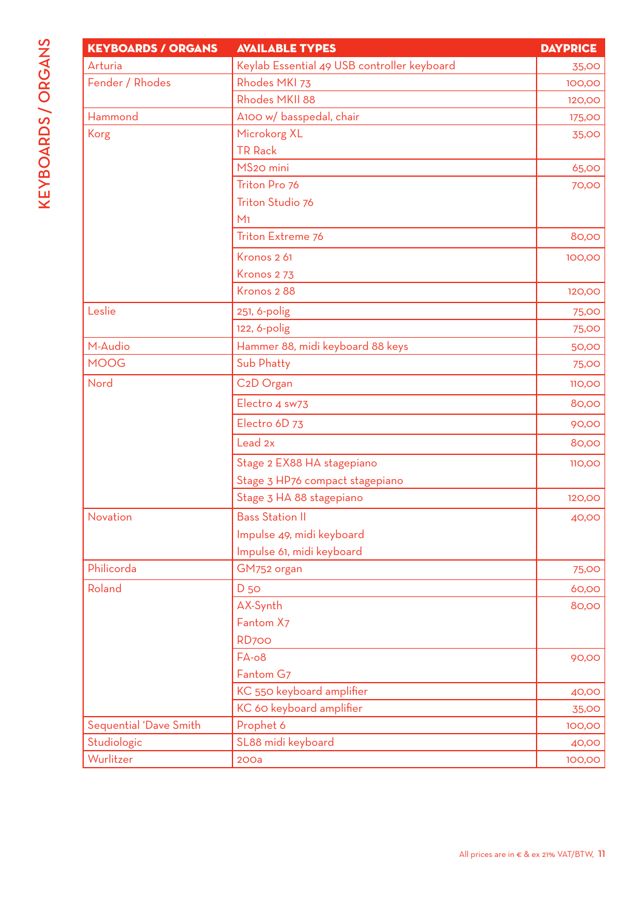# KEYBOARDS / ORGANS

| KEYBOARDS / ORGANS | AVAILABLE TYPES | DAYPRICE |
|---|---|---|
| Arturia | Keylab Essential 49 USB controller keyboard | 35,00 |
| Fender / Rhodes | Rhodes MKI 73 | 100,00 |
| | Rhodes MKII 88 | 120,00 |
| Hammond | A100 w/ basspedal, chair | 175,00 |
| Korg | Microkorg XL<br>TR Rack | 35,00 |
| | MS20 mini | 65,00 |
| | Triton Pro 76<br>Triton Studio 76<br>M1 | 70,00 |
| | Triton Extreme 76 | 80,00 |
| | Kronos 2 61<br>Kronos 2 73 | 100,00 |
| | Kronos 2 88 | 120,00 |
| Leslie | 251, 6-polig | 75,00 |
| | 122, 6-polig | 75,00 |
| M-Audio | Hammer 88, midi keyboard 88 keys | 50,00 |
| MOOG | Sub Phatty | 75,00 |
| Nord | C2D Organ | 110,00 |
| | Electro 4 sw73 | 80,00 |
| | Electro 6D 73 | 90,00 |
| | Lead 2x | 80,00 |
| | Stage 2 EX88 HA stagepiano<br>Stage 3 HP76 compact stagepiano | 110,00 |
| | Stage 3 HA 88 stagepiano | 120,00 |
| Novation | Bass Station II<br>Impulse 49, midi keyboard<br>Impulse 61, midi keyboard | 40,00 |
| Philicorda | GM752 organ | 75,00 |
| Roland | D 50 | 60,00 |
| | AX-Synth<br>Fantom X7<br>RD700 | 80,00 |
| | FA-08<br>Fantom G7 | 90,00 |
| | KC 550 keyboard amplifier | 40,00 |
| | KC 60 keyboard amplifier | 35,00 |
| Sequential 'Dave Smith | Prophet 6 | 100,00 |
| Studiologic | SL88 midi keyboard | 40,00 |
| Wurlitzer | 200a | 100,00 |

All prices are in € & ex 21% VAT/BTW.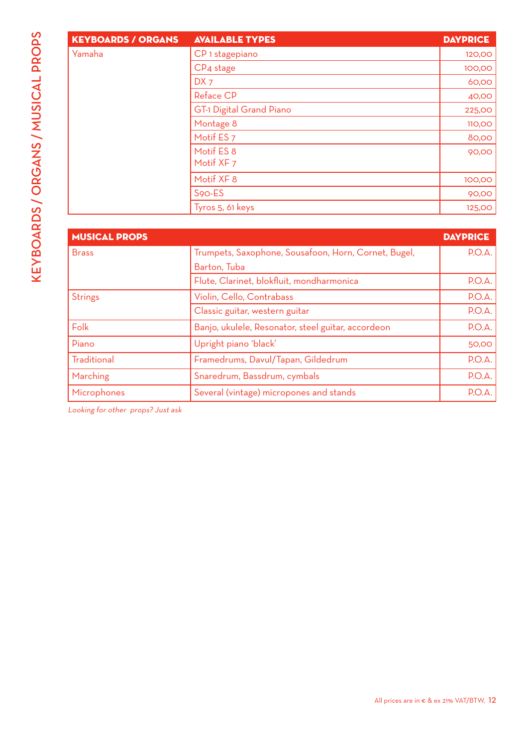# KEYBOARDS / ORGANS / MUSICAL PROPS

| KEYBOARDS / ORGANS | AVAILABLE TYPES | DAYPRICE |
|---|---|---|
| Yamaha | CP 1 stagepiano | 120,00 |
| | CP4 stage | 100,00 |
| | DX 7 | 60,00 |
| | Reface CP | 40,00 |
| | GT-1 Digital Grand Piano | 225,00 |
| | Montage 8 | 110,00 |
| | Motif ES 7 | 80,00 |
| | Motif ES 8<br>Motif XF 7 | 90,00 |
| | Motif XF 8 | 100,00 |
| | S90-ES | 90,00 |
| | Tyros 5, 61 keys | 125,00 |

| MUSICAL PROPS | | DAYPRICE |
|---|---|---|
| Brass | Trumpets, Saxophone, Sousafoon, Horn, Cornet, Bugel, Barton, Tuba | P.O.A. |
| | Flute, Clarinet, blokfluit, mondharmonica | P.O.A. |
| Strings | Violin, Cello, Contrabass | P.O.A. |
| | Classic guitar, western guitar | P.O.A. |
| Folk | Banjo, ukulele, Resonator, steel guitar, accordeon | P.O.A. |
| Piano | Upright piano 'black' | 50,00 |
| Traditional | Framedrums, Davul/Tapan, Gildedrum | P.O.A. |
| Marching | Snaredrum, Bassdrum, cymbals | P.O.A. |
| Microphones | Several (vintage) micropones and stands | P.O.A. |

*Looking for other props? Just ask*

All prices are in € & ex 21% VAT/BTW,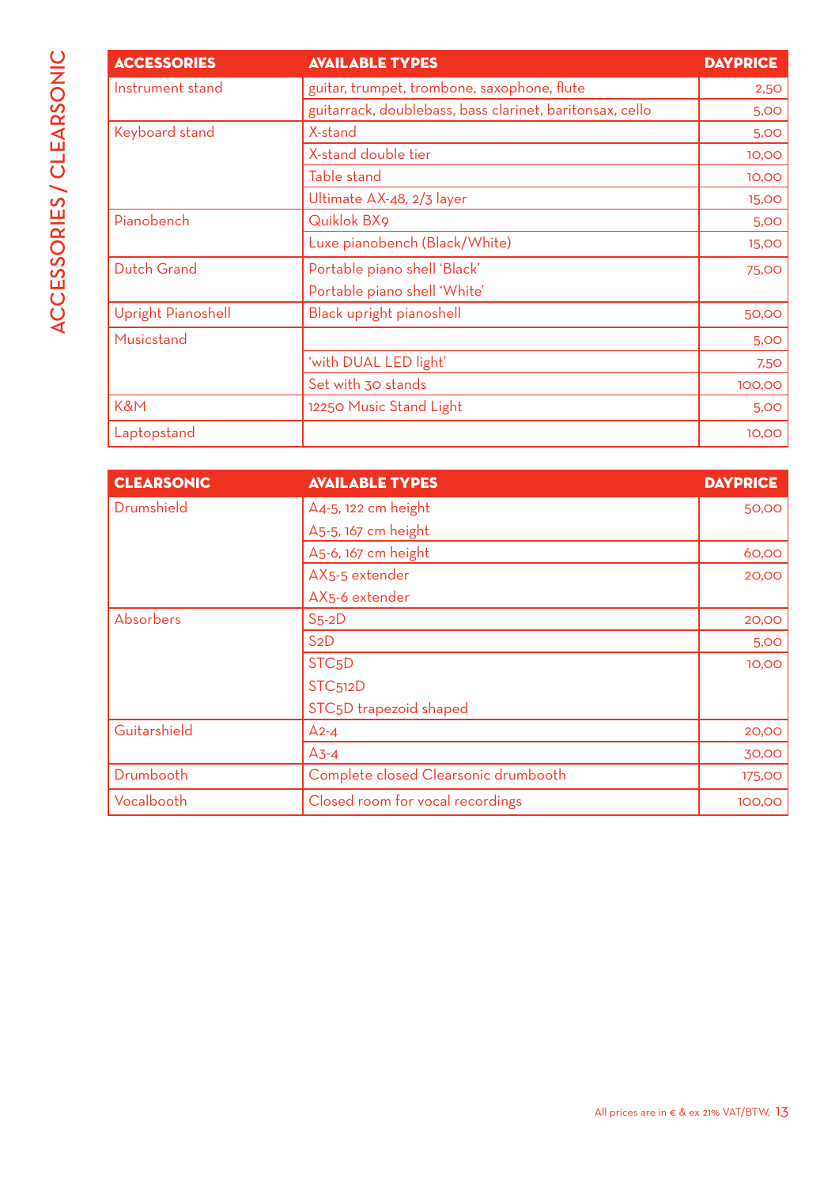# ACCESSORIES / CLEARSONIC

| ACCESSORIES | AVAILABLE TYPES | DAYPRICE |
|---|---|---|
| Instrument stand | guitar, trumpet, trombone, saxophone, flute | 2,50 |
| | guitarrack, doublebass, bass clarinet, baritonsax, cello | 5,00 |
| Keyboard stand | X-stand | 5,00 |
| | X-stand double tier | 10,00 |
| | Table stand | 10,00 |
| | Ultimate AX-48, 2/3 layer | 15,00 |
| Pianobench | Quiklok BX9 | 5,00 |
| | Luxe pianobench (Black/White) | 15,00 |
| Dutch Grand | Portable piano shell 'Black'<br>Portable piano shell 'White' | 75,00 |
| Upright Pianoshell | Black upright pianoshell | 50,00 |
| Musicstand | | 5,00 |
| | 'with DUAL LED light' | 7,50 |
| | Set with 30 stands | 100,00 |
| K&M | 12250 Music Stand Light | 5,00 |
| Laptopstand | | 10,00 |

| CLEARSONIC | AVAILABLE TYPES | DAYPRICE |
|---|---|---|
| Drumshield | A4-5, 122 cm height<br>A5-5, 167 cm height | 50,00 |
| | A5-6, 167 cm height | 60,00 |
| | AX5-5 extender<br>AX5-6 extender | 20,00 |
| Absorbers | S5-2D | 20,00 |
| | S2D | 5,00 |
| | STC5D<br>STC512D<br>STC5D trapezoid shaped | 10,00 |
| Guitarshield | A2-4 | 20,00 |
| | A3-4 | 30,00 |
| Drumbooth | Complete closed Clearsonic drumbooth | 175,00 |
| Vocalbooth | Closed room for vocal recordings | 100,00 |

All prices are in € & ex 21% VAT/BTW.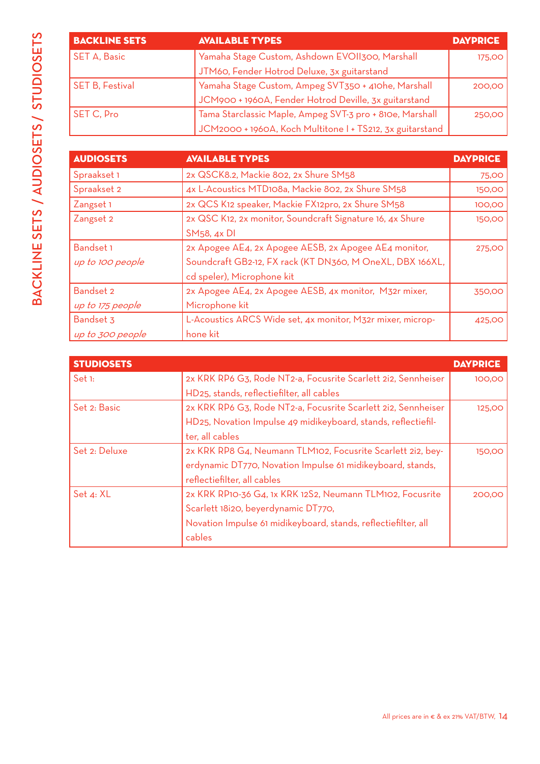# BACKLINE SETS / AUDIOSETS / STUDIOSETS

| BACKLINE SETS | AVAILABLE TYPES | DAYPRICE |
|---|---|---|
| SET A, Basic | Yamaha Stage Custom, Ashdown EVOII300, Marshall JTM60, Fender Hotrod Deluxe, 3x guitarstand | 175,00 |
| SET B, Festival | Yamaha Stage Custom, Ampeg SVT350 + 410he, Marshall JCM900 + 1960A, Fender Hotrod Deville, 3x guitarstand | 200,00 |
| SET C, Pro | Tama Starclassic Maple, Ampeg SVT-3 pro + 810e, Marshall JCM2000 + 1960A, Koch Multitone I + TS212, 3x guitarstand | 250,00 |

| AUDIOSETS | AVAILABLE TYPES | DAYPRICE |
|---|---|---|
| Spraakset 1 | 2x QSCK8.2, Mackie 802, 2x Shure SM58 | 75,00 |
| Spraakset 2 | 4x L-Acoustics MTD108a, Mackie 802, 2x Shure SM58 | 150,00 |
| Zangset 1 | 2x QCS K12 speaker, Mackie FX12pro, 2x Shure SM58 | 100,00 |
| Zangset 2 | 2x QSC K12, 2x monitor, Soundcraft Signature 16, 4x Shure SM58, 4x DI | 150,00 |
| Bandset 1 *up to 100 people* | 2x Apogee AE4, 2x Apogee AESB, 2x Apogee AE4 monitor, Soundcraft GB2-12, FX rack (KT DN360, M OneXL, DBX 166XL, cd speler), Microphone kit | 275,00 |
| Bandset 2 *up to 175 people* | 2x Apogee AE4, 2x Apogee AESB, 4x monitor, M32r mixer, Microphone kit | 350,00 |
| Bandset 3 *up to 300 people* | L-Acoustics ARCS Wide set, 4x monitor, M32r mixer, microphone kit | 425,00 |

| STUDIOSETS | | DAYPRICE |
|---|---|---|
| Set 1: | 2x KRK RP6 G3, Rode NT2-a, Focusrite Scarlett 2i2, Sennheiser HD25, stands, reflectiefilter, all cables | 100,00 |
| Set 2: Basic | 2x KRK RP6 G3, Rode NT2-a, Focusrite Scarlett 2i2, Sennheiser HD25, Novation Impulse 49 midikeyboard, stands, reflectiefilter, all cables | 125,00 |
| Set 2: Deluxe | 2x KRK RP8 G4, Neumann TLM102, Focusrite Scarlett 2i2, beyerdynamic DT770, Novation Impulse 61 midikeyboard, stands, reflectiefilter, all cables | 150,00 |
| Set 4: XL | 2x KRK RP10-36 G4, 1x KRK 12S2, Neumann TLM102, Focusrite Scarlett 18i20, beyerdynamic DT770, Novation Impulse 61 midikeyboard, stands, reflectiefilter, all cables | 200,00 |

All prices are in € & ex 21% VAT/BTW.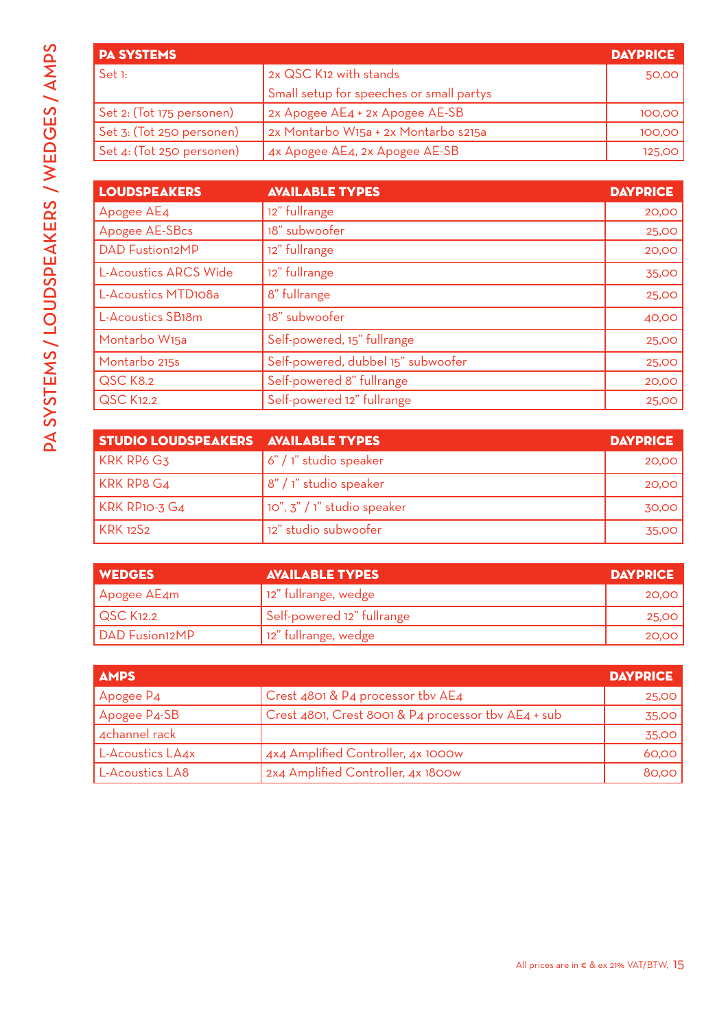PA SYSTEMS / LOUDSPEAKERS / WEDGES / AMPS

| PA SYSTEMS | | DAYPRICE |
|---|---|---|
| Set 1: | 2x QSC K12 with stands<br>Small setup for speeches or small partys | 50,00 |
| Set 2: (Tot 175 personen) | 2x Apogee AE4 + 2x Apogee AE-SB | 100,00 |
| Set 3: (Tot 250 personen) | 2x Montarbo W15a + 2x Montarbo s215a | 100,00 |
| Set 4: (Tot 250 personen) | 4x Apogee AE4, 2x Apogee AE-SB | 125,00 |

| LOUDSPEAKERS | AVAILABLE TYPES | DAYPRICE |
|---|---|---|
| Apogee AE4 | 12" fullrange | 20,00 |
| Apogee AE-SBcs | 18" subwoofer | 25,00 |
| DAD Fustion12MP | 12" fullrange | 20,00 |
| L-Acoustics ARCS Wide | 12" fullrange | 35,00 |
| L-Acoustics MTD108a | 8" fullrange | 25,00 |
| L-Acoustics SB18m | 18" subwoofer | 40,00 |
| Montarbo W15a | Self-powered, 15" fullrange | 25,00 |
| Montarbo 215s | Self-powered, dubbel 15" subwoofer | 25,00 |
| QSC K8.2 | Self-powered 8" fullrange | 20,00 |
| QSC K12.2 | Self-powered 12" fullrange | 25,00 |

| STUDIO LOUDSPEAKERS | AVAILABLE TYPES | DAYPRICE |
|---|---|---|
| KRK RP6 G3 | 6" / 1" studio speaker | 20,00 |
| KRK RP8 G4 | 8" / 1" studio speaker | 20,00 |
| KRK RP10-3 G4 | 10", 3" / 1" studio speaker | 30,00 |
| KRK 12S2 | 12" studio subwoofer | 35,00 |

| WEDGES | AVAILABLE TYPES | DAYPRICE |
|---|---|---|
| Apogee AE4m | 12" fullrange, wedge | 20,00 |
| QSC K12.2 | Self-powered 12" fullrange | 25,00 |
| DAD Fusion12MP | 12" fullrange, wedge | 20,00 |

| AMPS | | DAYPRICE |
|---|---|---|
| Apogee P4 | Crest 4801 & P4 processor tbv AE4 | 25,00 |
| Apogee P4-SB | Crest 4801, Crest 8001 & P4 processor tbv AE4 + sub | 35,00 |
| 4channel rack | | 35,00 |
| L-Acoustics LA4x | 4x4 Amplified Controller, 4x 1000w | 60,00 |
| L-Acoustics LA8 | 2x4 Amplified Controller, 4x 1800w | 80,00 |

All prices are in € & ex 21% VAT/BTW,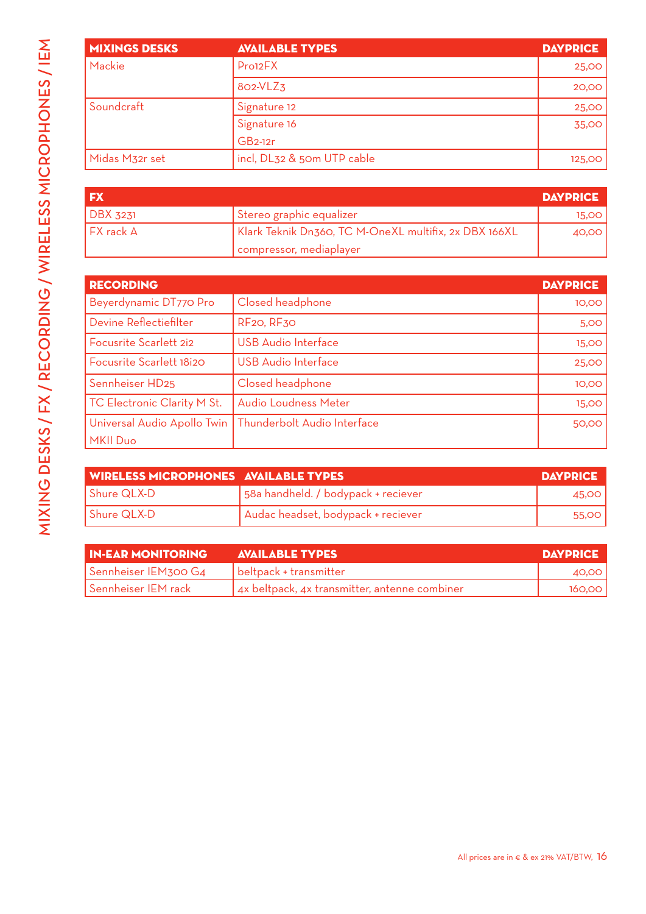# MIXING DESKS / FX / RECORDING / WIRELESS MICROPHONES / IEM

| MIXINGS DESKS | AVAILABLE TYPES | DAYPRICE |
|---|---|---|
| Mackie | Pro12FX | 25,00 |
| | 802-VLZ3 | 20,00 |
| Soundcraft | Signature 12 | 25,00 |
| | Signature 16<br>GB2-12r | 35,00 |
| Midas M32r set | incl, DL32 & 50m UTP cable | 125,00 |

| FX | | DAYPRICE |
|---|---|---|
| DBX 3231 | Stereo graphic equalizer | 15,00 |
| FX rack A | Klark Teknik Dn360, TC M-OneXL multifix, 2x DBX 166XL compressor, mediaplayer | 40,00 |

| RECORDING | | DAYPRICE |
|---|---|---|
| Beyerdynamic DT770 Pro | Closed headphone | 10,00 |
| Devine Reflectiefilter | RF20, RF30 | 5,00 |
| Focusrite Scarlett 2i2 | USB Audio Interface | 15,00 |
| Focusrite Scarlett 18i20 | USB Audio Interface | 25,00 |
| Sennheiser HD25 | Closed headphone | 10,00 |
| TC Electronic Clarity M St. | Audio Loudness Meter | 15,00 |
| Universal Audio Apollo Twin MKII Duo | Thunderbolt Audio Interface | 50,00 |

| WIRELESS MICROPHONES | AVAILABLE TYPES | DAYPRICE |
|---|---|---|
| Shure QLX-D | 58a handheld. / bodypack + reciever | 45,00 |
| Shure QLX-D | Audac headset, bodypack + reciever | 55,00 |

| IN-EAR MONITORING | AVAILABLE TYPES | DAYPRICE |
|---|---|---|
| Sennheiser IEM300 G4 | beltpack + transmitter | 40,00 |
| Sennheiser IEM rack | 4x beltpack, 4x transmitter, antenne combiner | 160,00 |

All prices are in € & ex 21% VAT/BTW.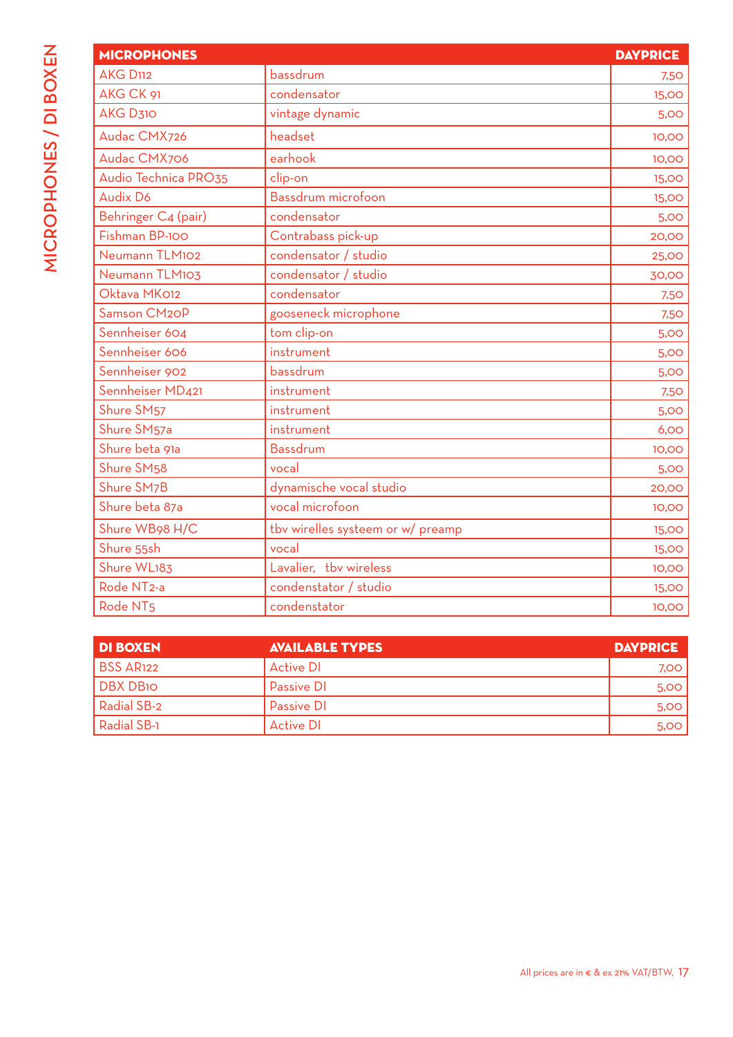# MICROPHONES / DI BOXEN

| MICROPHONES | | DAYPRICE |
|---|---|---|
| AKG D112 | bassdrum | 7,50 |
| AKG CK 91 | condensator | 15,00 |
| AKG D310 | vintage dynamic | 5,00 |
| Audac CMX726 | headset | 10,00 |
| Audac CMX706 | earhook | 10,00 |
| Audio Technica PRO35 | clip-on | 15,00 |
| Audix D6 | Bassdrum microfoon | 15,00 |
| Behringer C4 (pair) | condensator | 5,00 |
| Fishman BP-100 | Contrabass pick-up | 20,00 |
| Neumann TLM102 | condensator / studio | 25,00 |
| Neumann TLM103 | condensator / studio | 30,00 |
| Oktava MK012 | condensator | 7,50 |
| Samson CM20P | gooseneck microphone | 7,50 |
| Sennheiser 604 | tom clip-on | 5,00 |
| Sennheiser 606 | instrument | 5,00 |
| Sennheiser 902 | bassdrum | 5,00 |
| Sennheiser MD421 | instrument | 7,50 |
| Shure SM57 | instrument | 5,00 |
| Shure SM57a | instrument | 6,00 |
| Shure beta 91a | Bassdrum | 10,00 |
| Shure SM58 | vocal | 5,00 |
| Shure SM7B | dynamische vocal studio | 20,00 |
| Shure beta 87a | vocal microfoon | 10,00 |
| Shure WB98 H/C | tbv wirelles systeem or w/ preamp | 15,00 |
| Shure 55sh | vocal | 15,00 |
| Shure WL183 | Lavalier, tbv wireless | 10,00 |
| Rode NT2-a | condenstator / studio | 15,00 |
| Rode NT5 | condenstator | 10,00 |

| DI BOXEN | AVAILABLE TYPES | DAYPRICE |
|---|---|---|
| BSS AR122 | Active DI | 7,00 |
| DBX DB10 | Passive DI | 5,00 |
| Radial SB-2 | Passive DI | 5,00 |
| Radial SB-1 | Active DI | 5,00 |

All prices are in € & ex 21% VAT/BTW,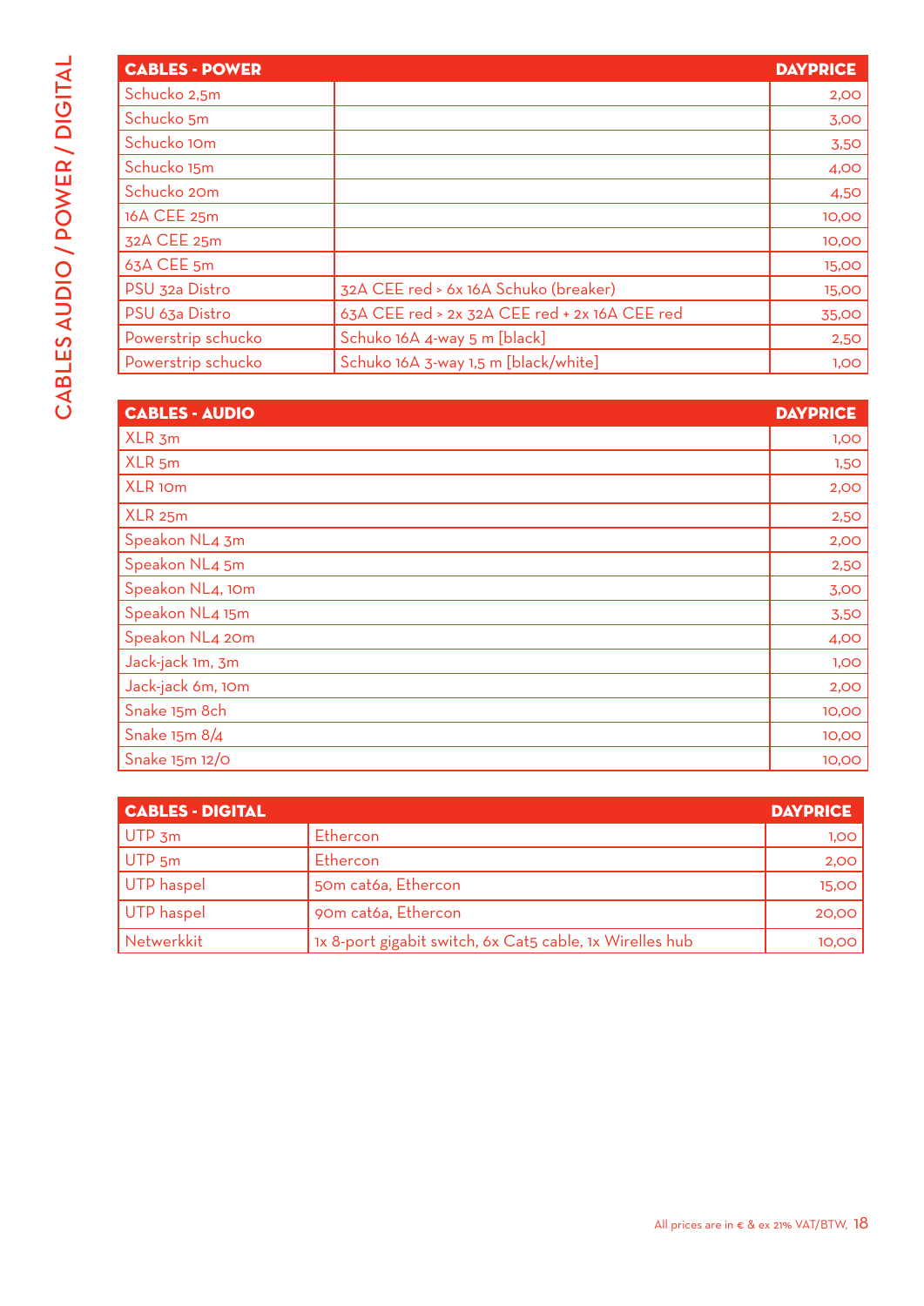# CABLES AUDIO / POWER / DIGITAL

| CABLES - POWER | | DAYPRICE |
|---|---|---|
| Schucko 2,5m | | 2,00 |
| Schucko 5m | | 3,00 |
| Schucko 10m | | 3,50 |
| Schucko 15m | | 4,00 |
| Schucko 20m | | 4,50 |
| 16A CEE 25m | | 10,00 |
| 32A CEE 25m | | 10,00 |
| 63A CEE 5m | | 15,00 |
| PSU 32a Distro | 32A CEE red > 6x 16A Schuko (breaker) | 15,00 |
| PSU 63a Distro | 63A CEE red > 2x 32A CEE red + 2x 16A CEE red | 35,00 |
| Powerstrip schucko | Schuko 16A 4-way 5 m [black] | 2,50 |
| Powerstrip schucko | Schuko 16A 3-way 1,5 m [black/white] | 1,00 |

| CABLES - AUDIO | DAYPRICE |
|---|---|
| XLR 3m | 1,00 |
| XLR 5m | 1,50 |
| XLR 10m | 2,00 |
| XLR 25m | 2,50 |
| Speakon NL4 3m | 2,00 |
| Speakon NL4 5m | 2,50 |
| Speakon NL4, 10m | 3,00 |
| Speakon NL4 15m | 3,50 |
| Speakon NL4 20m | 4,00 |
| Jack-jack 1m, 3m | 1,00 |
| Jack-jack 6m, 10m | 2,00 |
| Snake 15m 8ch | 10,00 |
| Snake 15m 8/4 | 10,00 |
| Snake 15m 12/0 | 10,00 |

| CABLES - DIGITAL | | DAYPRICE |
|---|---|---|
| UTP 3m | Ethercon | 1,00 |
| UTP 5m | Ethercon | 2,00 |
| UTP haspel | 50m cat6a, Ethercon | 15,00 |
| UTP haspel | 90m cat6a, Ethercon | 20,00 |
| Netwerkkit | 1x 8-port gigabit switch, 6x Cat5 cable, 1x Wirelles hub | 10,00 |

All prices are in € & ex 21% VAT/BTW.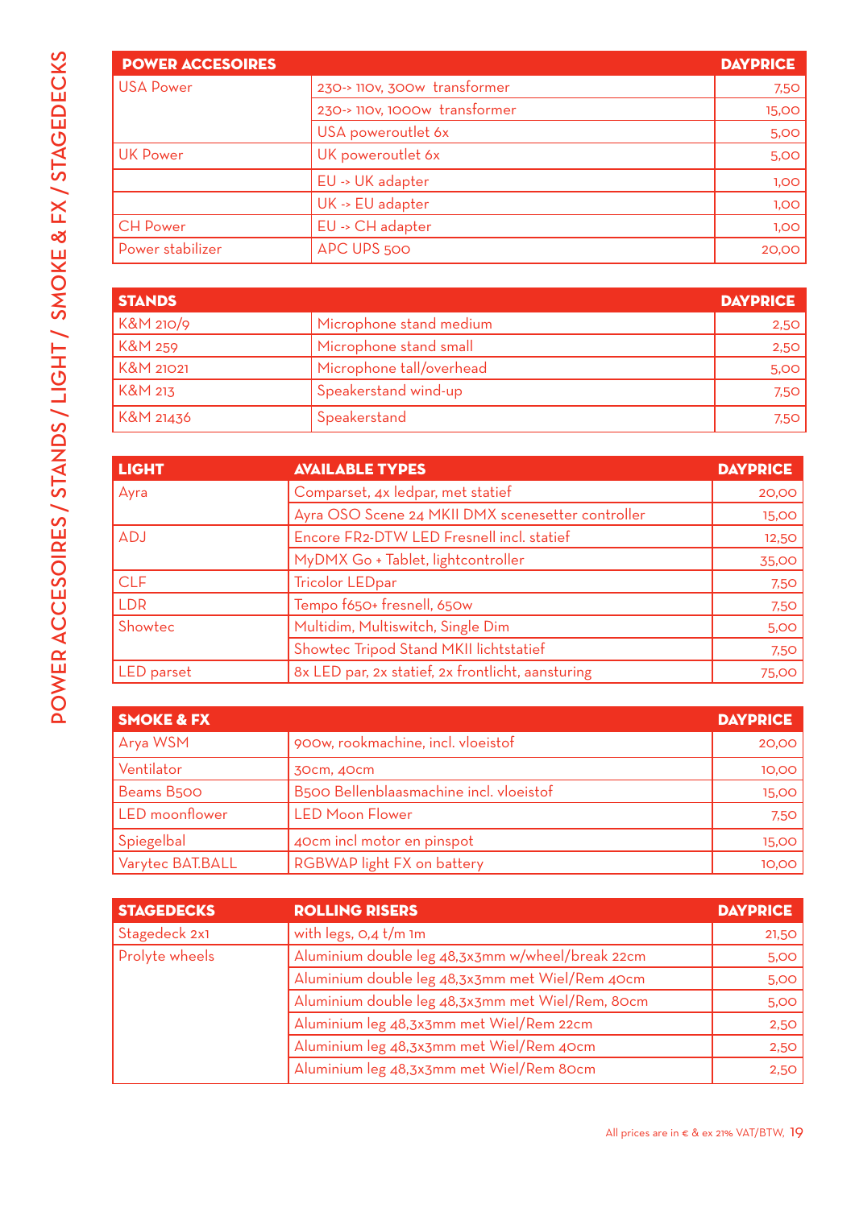POWER ACCESOIRES / STANDS / LIGHT / SMOKE & FX / STAGEDECKS

| POWER ACCESOIRES | | DAYPRICE |
|---|---|---|
| USA Power | 230-> 110v, 300w transformer | 7,50 |
| | 230-> 110v, 1000w transformer | 15,00 |
| | USA poweroutlet 6x | 5,00 |
| UK Power | UK poweroutlet 6x | 5,00 |
| | EU -> UK adapter | 1,00 |
| | UK -> EU adapter | 1,00 |
| CH Power | EU -> CH adapter | 1,00 |
| Power stabilizer | APC UPS 500 | 20,00 |

| STANDS | | DAYPRICE |
|---|---|---|
| K&M 210/9 | Microphone stand medium | 2,50 |
| K&M 259 | Microphone stand small | 2,50 |
| K&M 21021 | Microphone tall/overhead | 5,00 |
| K&M 213 | Speakerstand wind-up | 7,50 |
| K&M 21436 | Speakerstand | 7,50 |

| LIGHT | AVAILABLE TYPES | DAYPRICE |
|---|---|---|
| Ayra | Comparset, 4x ledpar, met statief | 20,00 |
| | Ayra OSO Scene 24 MKII DMX scenesetter controller | 15,00 |
| ADJ | Encore FR2-DTW LED Fresnell incl. statief | 12,50 |
| | MyDMX Go + Tablet, lightcontroller | 35,00 |
| CLF | Tricolor LEDpar | 7,50 |
| LDR | Tempo f650+ fresnell, 650w | 7,50 |
| Showtec | Multidim, Multiswitch, Single Dim | 5,00 |
| | Showtec Tripod Stand MKII lichtstatief | 7,50 |
| LED parset | 8x LED par, 2x statief, 2x frontlicht, aansturing | 75,00 |

| SMOKE & FX | | DAYPRICE |
|---|---|---|
| Arya WSM | 900w, rookmachine, incl. vloeistof | 20,00 |
| Ventilator | 30cm, 40cm | 10,00 |
| Beams B500 | B500 Bellenblaasmachine incl. vloeistof | 15,00 |
| LED moonflower | LED Moon Flower | 7,50 |
| Spiegelbal | 40cm incl motor en pinspot | 15,00 |
| Varytec BAT.BALL | RGBWAP light FX on battery | 10,00 |

| STAGEDECKS | ROLLING RISERS | DAYPRICE |
|---|---|---|
| Stagedeck 2x1 | with legs, 0,4 t/m 1m | 21,50 |
| Prolyte wheels | Aluminium double leg 48,3x3mm w/wheel/break 22cm | 5,00 |
| | Aluminium double leg 48,3x3mm met Wiel/Rem 40cm | 5,00 |
| | Aluminium double leg 48,3x3mm met Wiel/Rem, 80cm | 5,00 |
| | Aluminium leg 48,3x3mm met Wiel/Rem 22cm | 2,50 |
| | Aluminium leg 48,3x3mm met Wiel/Rem 40cm | 2,50 |
| | Aluminium leg 48,3x3mm met Wiel/Rem 80cm | 2,50 |

All prices are in € & ex 21% VAT/BTW,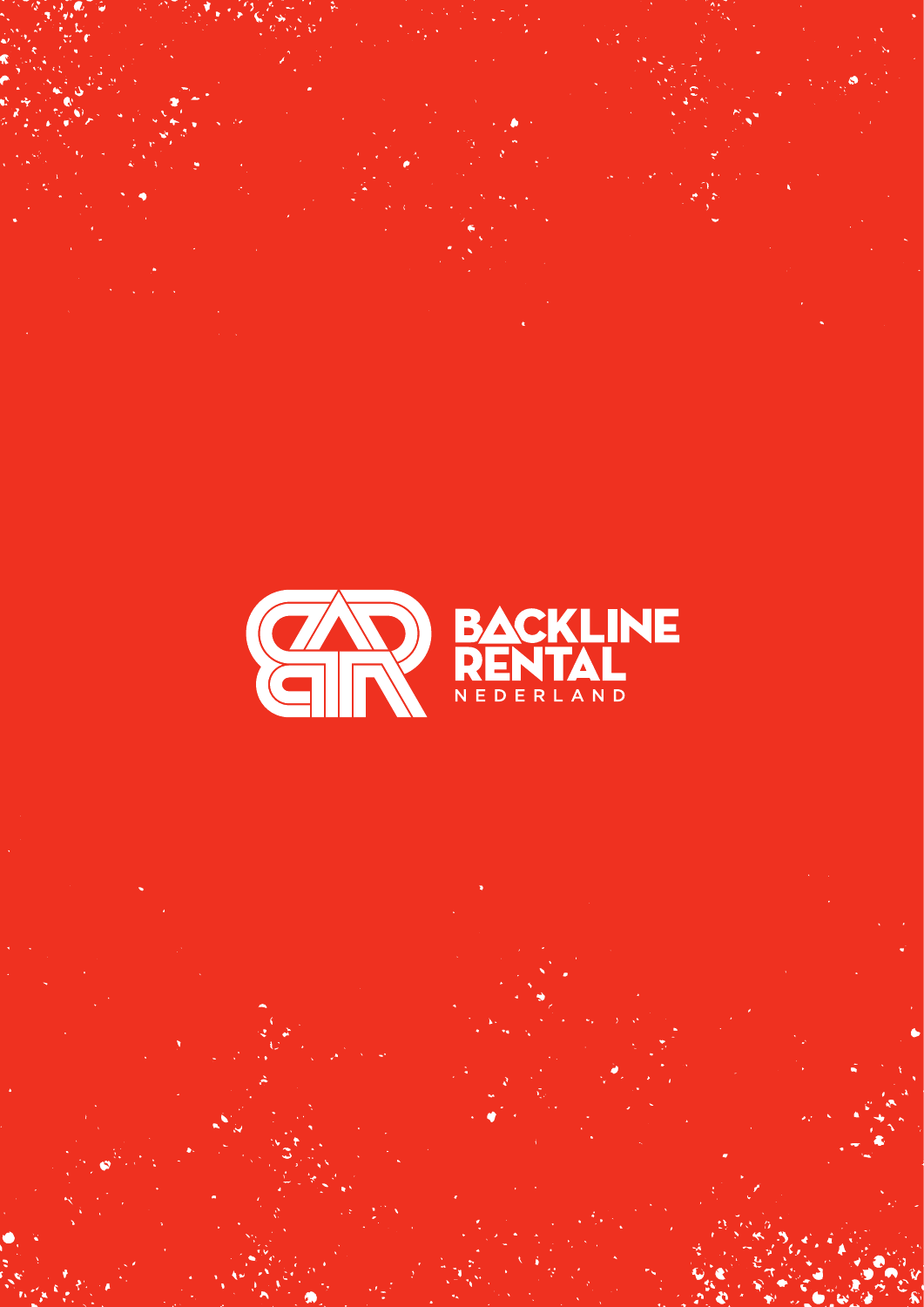BACKLINE RENTAL

NEDERLAND